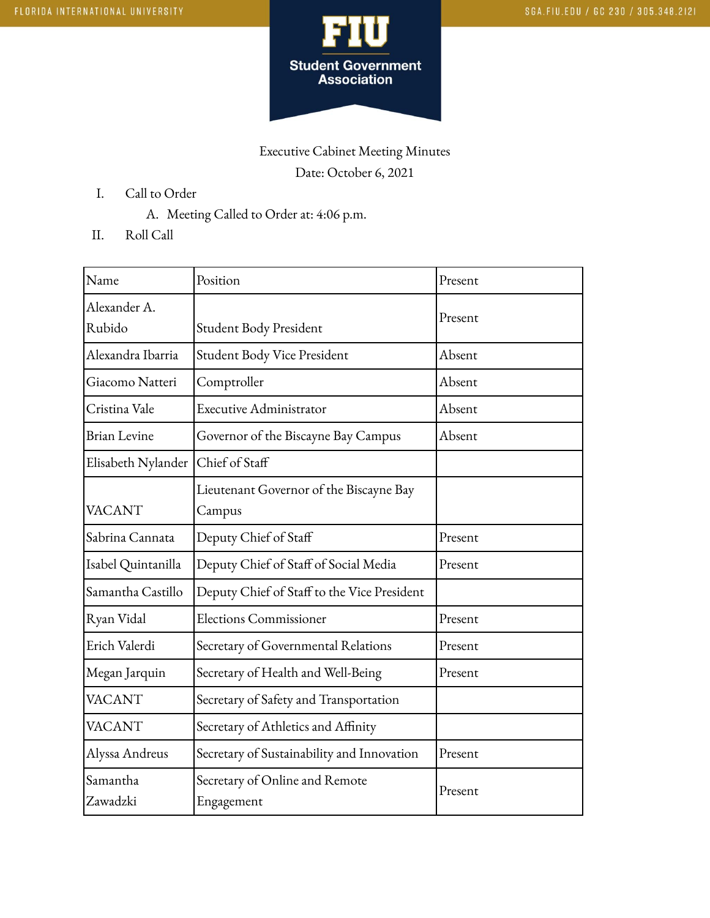Executive Cabinet Meeting Minutes

Date: October 6, 2021

I. Call to Order

A. Meeting Called to Order at: 4:06 p.m.

II. Roll Call

| Name | Position | Present |
|---|---|---|
| Alexander A. Rubido | Student Body President | Present |
| Alexandra Ibarria | Student Body Vice President | Absent |
| Giacomo Natteri | Comptroller | Absent |
| Cristina Vale | Executive Administrator | Absent |
| Brian Levine | Governor of the Biscayne Bay Campus | Absent |
| Elisabeth Nylander | Chief of Staff | |
| VACANT | Lieutenant Governor of the Biscayne Bay Campus | |
| Sabrina Cannata | Deputy Chief of Staff | Present |
| Isabel Quintanilla | Deputy Chief of Staff of Social Media | Present |
| Samantha Castillo | Deputy Chief of Staff to the Vice President | |
| Ryan Vidal | Elections Commissioner | Present |
| Erich Valerdi | Secretary of Governmental Relations | Present |
| Megan Jarquin | Secretary of Health and Well-Being | Present |
| VACANT | Secretary of Safety and Transportation | |
| VACANT | Secretary of Athletics and Affinity | |
| Alyssa Andreus | Secretary of Sustainability and Innovation | Present |
| Samantha Zawadzki | Secretary of Online and Remote Engagement | Present |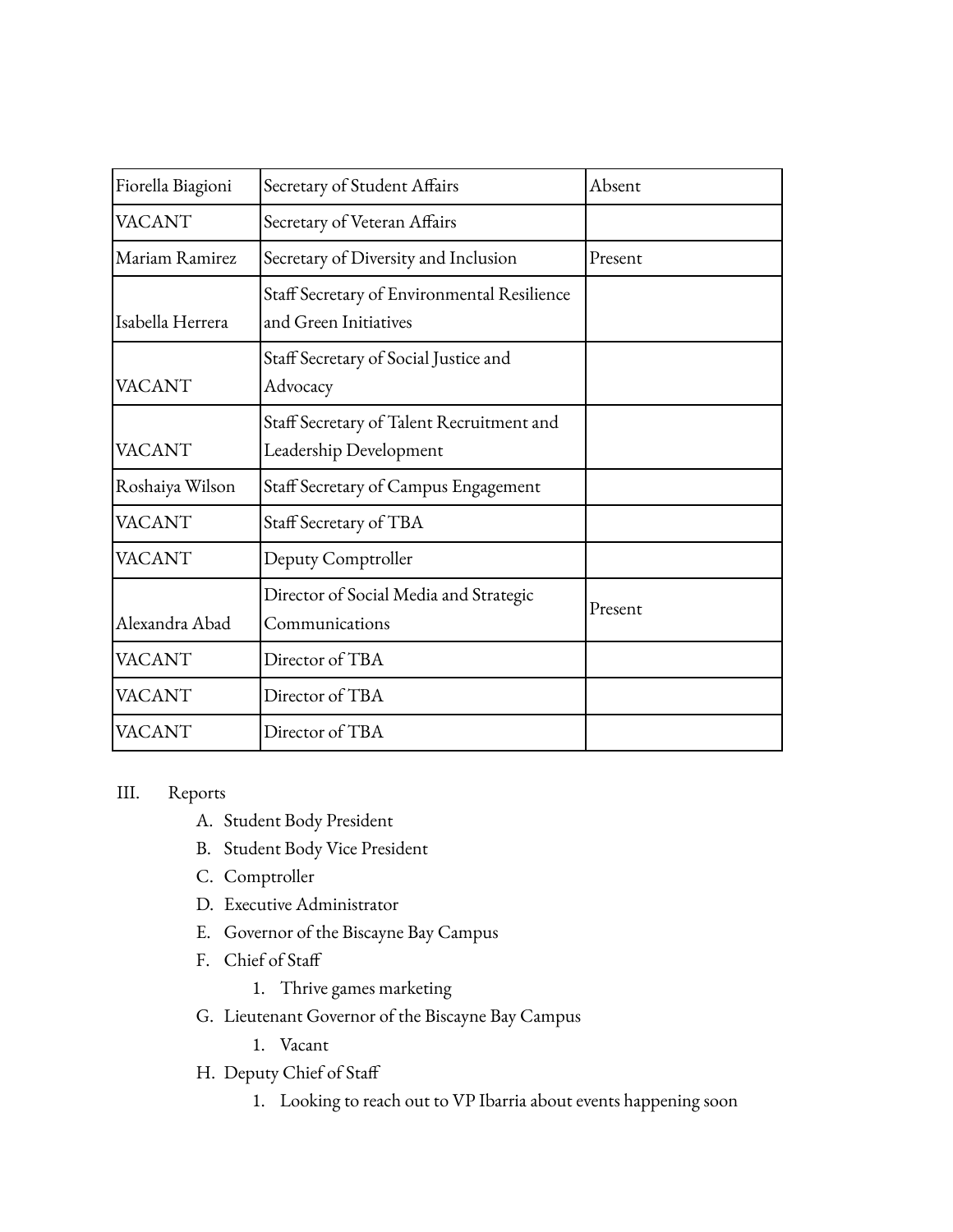| Fiorella Biagioni | Secretary of Student Affairs | Absent |
|---|---|---|
| VACANT | Secretary of Veteran Affairs | |
| Mariam Ramirez | Secretary of Diversity and Inclusion | Present |
| Isabella Herrera | Staff Secretary of Environmental Resilience and Green Initiatives | |
| VACANT | Staff Secretary of Social Justice and Advocacy | |
| VACANT | Staff Secretary of Talent Recruitment and Leadership Development | |
| Roshaiya Wilson | Staff Secretary of Campus Engagement | |
| VACANT | Staff Secretary of TBA | |
| VACANT | Deputy Comptroller | |
| Alexandra Abad | Director of Social Media and Strategic Communications | Present |
| VACANT | Director of TBA | |
| VACANT | Director of TBA | |
| VACANT | Director of TBA | |

III. Reports

A. Student Body President

B. Student Body Vice President

C. Comptroller

D. Executive Administrator

E. Governor of the Biscayne Bay Campus

F. Chief of Staff

1. Thrive games marketing

G. Lieutenant Governor of the Biscayne Bay Campus

1. Vacant

H. Deputy Chief of Staff

1. Looking to reach out to VP Ibarria about events happening soon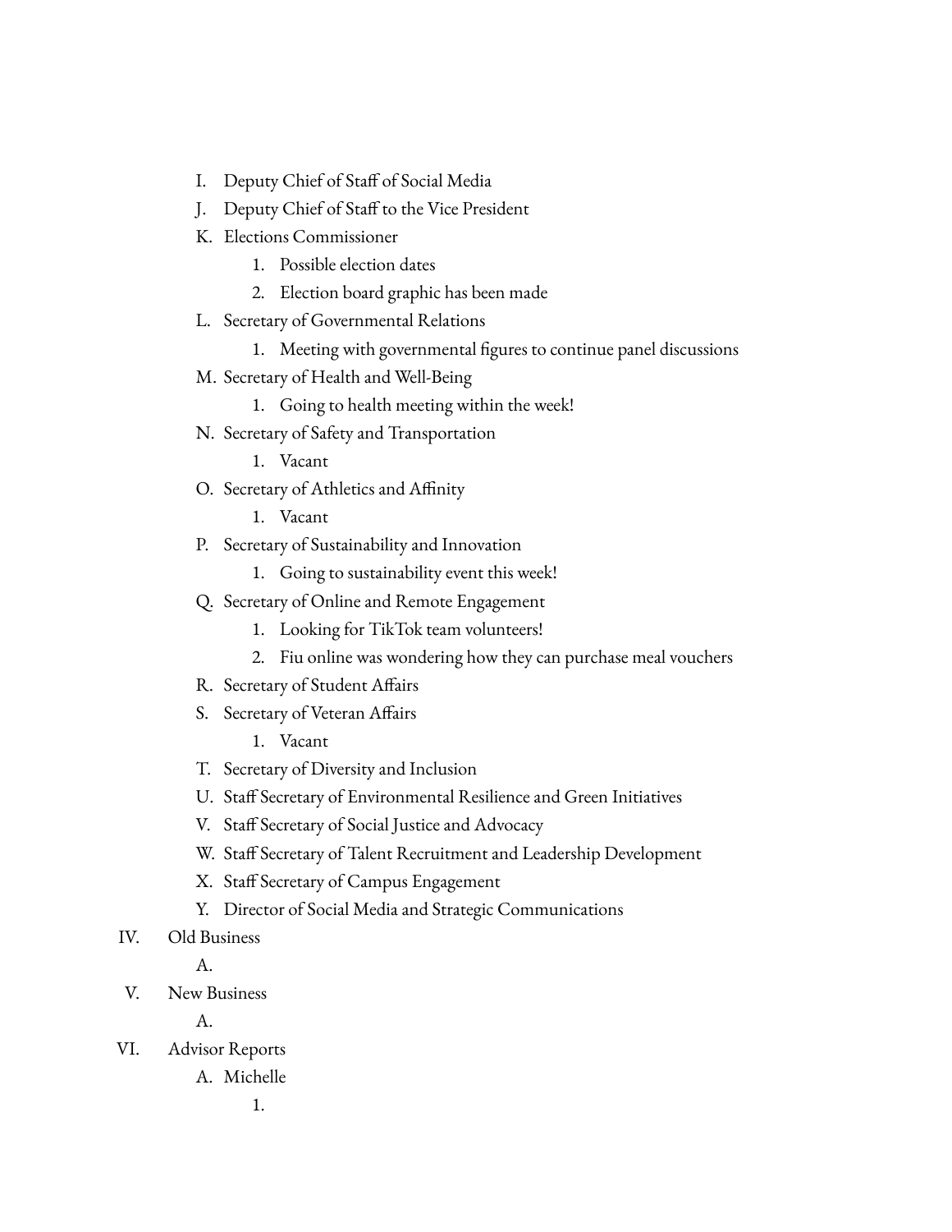I. Deputy Chief of Staff of Social Media
J. Deputy Chief of Staff to the Vice President
K. Elections Commissioner
    1. Possible election dates
    2. Election board graphic has been made
L. Secretary of Governmental Relations
    1. Meeting with governmental figures to continue panel discussions
M. Secretary of Health and Well-Being
    1. Going to health meeting within the week!
N. Secretary of Safety and Transportation
    1. Vacant
O. Secretary of Athletics and Affinity
    1. Vacant
P. Secretary of Sustainability and Innovation
    1. Going to sustainability event this week!
Q. Secretary of Online and Remote Engagement
    1. Looking for TikTok team volunteers!
    2. Fiu online was wondering how they can purchase meal vouchers
R. Secretary of Student Affairs
S. Secretary of Veteran Affairs
    1. Vacant
T. Secretary of Diversity and Inclusion
U. Staff Secretary of Environmental Resilience and Green Initiatives
V. Staff Secretary of Social Justice and Advocacy
W. Staff Secretary of Talent Recruitment and Leadership Development
X. Staff Secretary of Campus Engagement
Y. Director of Social Media and Strategic Communications

IV. Old Business
    A.

V. New Business
    A.

VI. Advisor Reports
    A. Michelle
        1.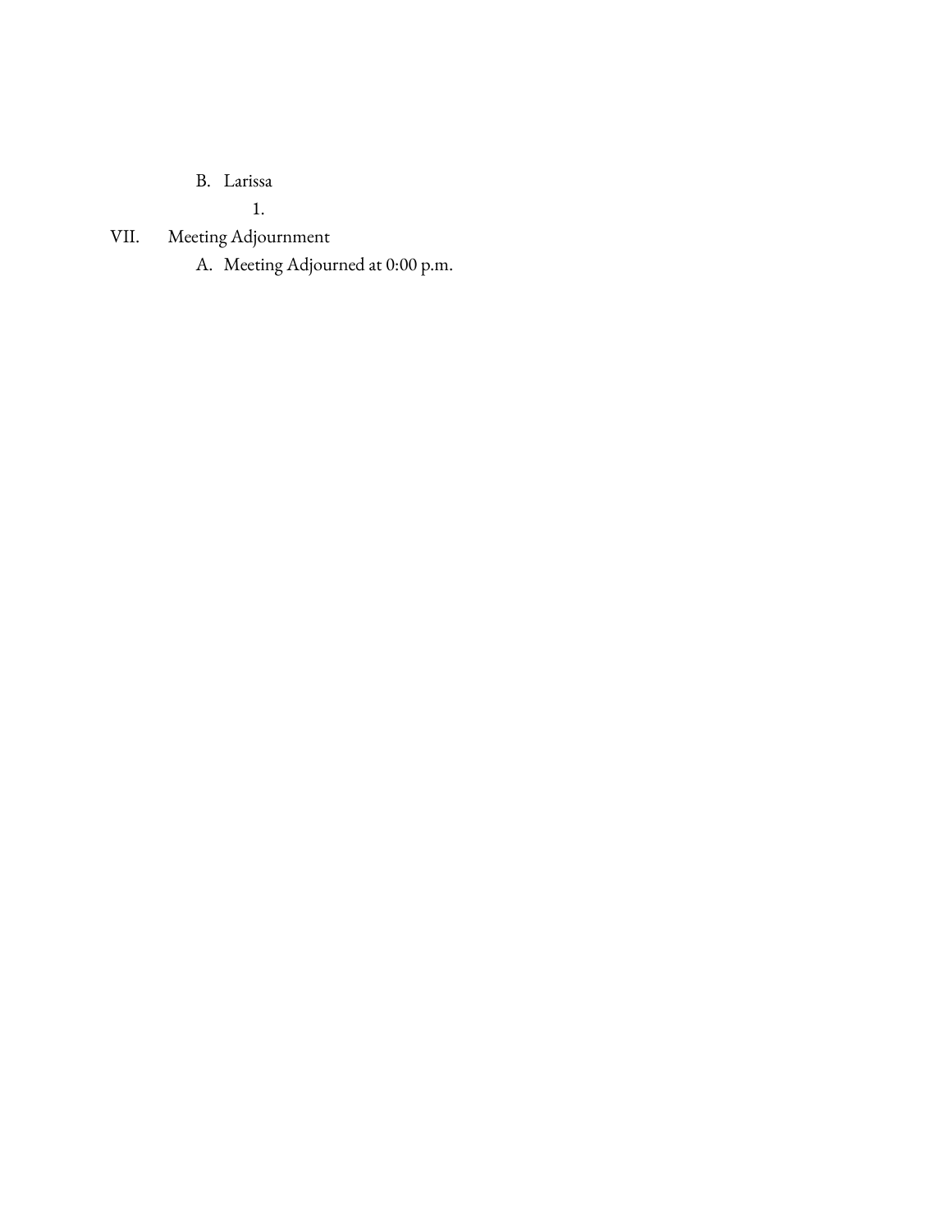B. Larissa
      1.

VII. Meeting Adjournment
   A. Meeting Adjourned at 0:00 p.m.